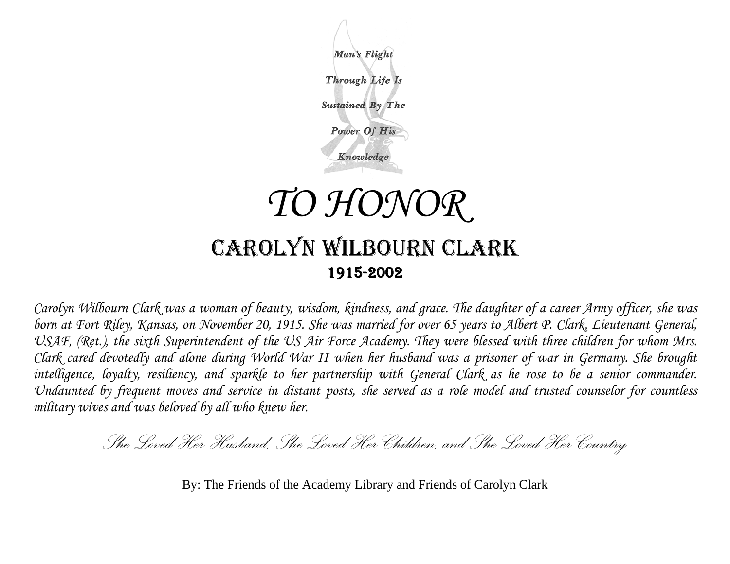*Man's Flight*

*Through Life Is*

*Sustained By The*

*Power Of His*

*Knowledge*

# *TO HONOR*

## CAROLYN WILBOURN CLARK

**1915-2002**

*Carolyn Wilbourn Clark was a woman of beauty, wisdom, kindness, and grace. The daughter of a career Army officer, she was born at Fort Riley, Kansas, on November 20, 1915. She was married for over 65 years to Albert P. Clark, Lieutenant General, USAF, (Ret.), the sixth Superintendent of the US Air Force Academy. They were blessed with three children for whom Mrs. Clark cared devotedly and alone during World War II when her husband was a prisoner of war in Germany. She brought intelligence, loyalty, resiliency, and sparkle to her partnership with General Clark as he rose to be a senior commander. Undaunted by frequent moves and service in distant posts, she served as a role model and trusted counselor for countless military wives and was beloved by all who knew her.*

*She Loved Her Husband, She Loved Her Children, and She Loved Her Country*

By: The Friends of the Academy Library and Friends of Carolyn Clark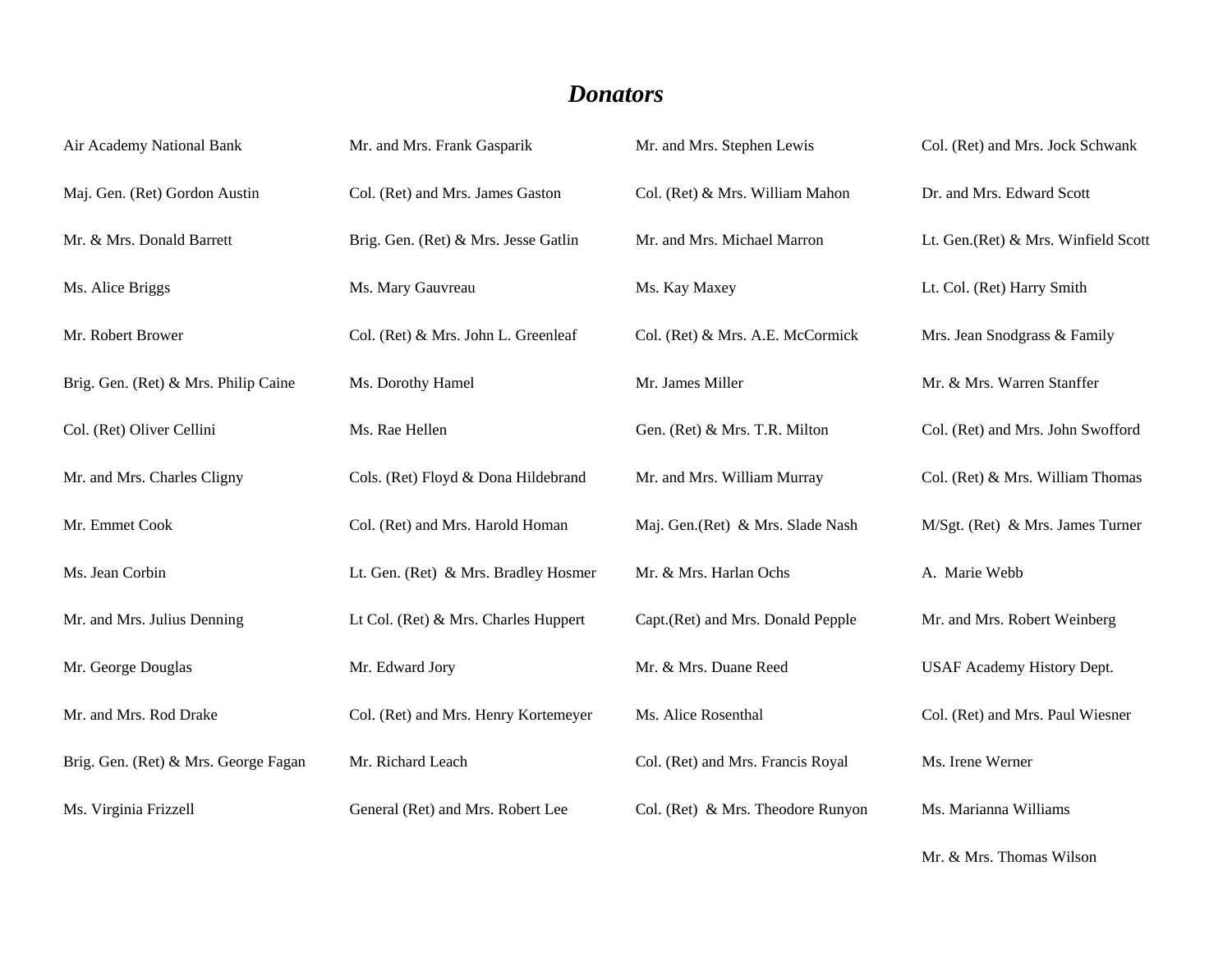# *Donators*

Air Academy National Bank

Maj. Gen. (Ret) Gordon Austin

Mr. & Mrs. Donald Barrett

Ms. Alice Briggs

Mr. Robert Brower

Brig. Gen. (Ret) & Mrs. Philip Caine

Col. (Ret) Oliver Cellini

Mr. and Mrs. Charles Cligny

Mr. Emmet Cook

Ms. Jean Corbin

Mr. and Mrs. Julius Denning

Mr. George Douglas

Mr. and Mrs. Rod Drake

Brig. Gen. (Ret) & Mrs. George Fagan

Ms. Virginia Frizzell

Mr. and Mrs. Frank Gasparik

Col. (Ret) and Mrs. James Gaston

Brig. Gen. (Ret) & Mrs. Jesse Gatlin

Ms. Mary Gauvreau

Col. (Ret) & Mrs. John L. Greenleaf

Ms. Dorothy Hamel

Ms. Rae Hellen

Cols. (Ret) Floyd & Dona Hildebrand

Col. (Ret) and Mrs. Harold Homan

Lt. Gen. (Ret) & Mrs. Bradley Hosmer

Lt Col. (Ret) & Mrs. Charles Huppert

Mr. Edward Jory

Col. (Ret) and Mrs. Henry Kortemeyer

Mr. Richard Leach

General (Ret) and Mrs. Robert Lee

Mr. and Mrs. Stephen Lewis

Col. (Ret) & Mrs. William Mahon

Mr. and Mrs. Michael Marron

Ms. Kay Maxey

Col. (Ret) & Mrs. A.E. McCormick

Mr. James Miller

Gen. (Ret) & Mrs. T.R. Milton

Mr. and Mrs. William Murray

Maj. Gen.(Ret) & Mrs. Slade Nash

Mr. & Mrs. Harlan Ochs

Capt.(Ret) and Mrs. Donald Pepple

Mr. & Mrs. Duane Reed

Ms. Alice Rosenthal

Col. (Ret) and Mrs. Francis Royal

Col. (Ret) & Mrs. Theodore Runyon

Col. (Ret) and Mrs. Jock Schwank

Dr. and Mrs. Edward Scott

Lt. Gen.(Ret) & Mrs. Winfield Scott

Lt. Col. (Ret) Harry Smith

Mrs. Jean Snodgrass & Family

Mr. & Mrs. Warren Stanffer

Col. (Ret) and Mrs. John Swofford

Col. (Ret) & Mrs. William Thomas

M/Sgt. (Ret) & Mrs. James Turner

A. Marie Webb

Mr. and Mrs. Robert Weinberg

USAF Academy History Dept.

Col. (Ret) and Mrs. Paul Wiesner

Ms. Irene Werner

Ms. Marianna Williams

Mr. & Mrs. Thomas Wilson